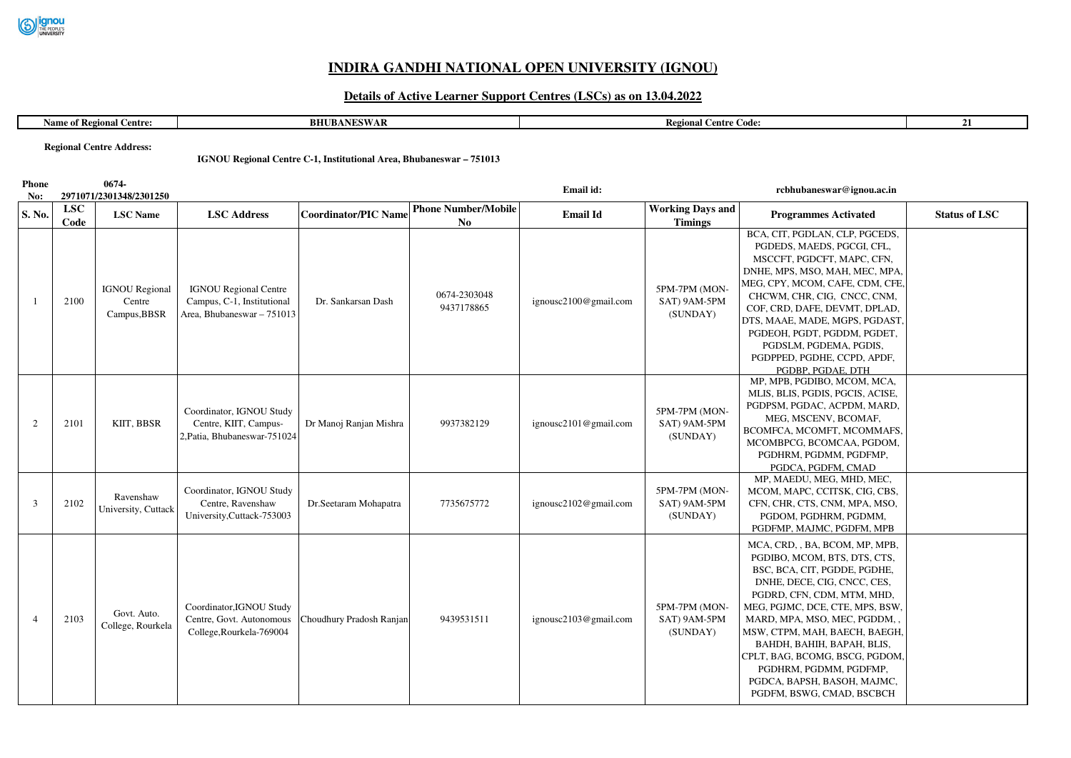# INDIRA GANDHI NATIONAL OPEN UNIVERSITY (IGNOU)

## Details of Active Learner Support Centres (LSCs) as on 13.04.2022

| Name of Regional Centre: | BHUBANESWAR | Regional Centre Code: | 21 |
|---|---|---|---|

**Regional Centre Address:** IGNOU Regional Centre C-1, Institutional Area, Bhubaneswar – 751013

**Phone No:** 0674-2971071/2301348/2301250 **Email id:** rcbhubaneswar@ignou.ac.in

| S. No. | LSC Code | LSC Name | LSC Address | Coordinator/PIC Name | Phone Number/Mobile No | Email Id | Working Days and Timings | Programmes Activated | Status of LSC |
|---|---|---|---|---|---|---|---|---|---|
| 1 | 2100 | IGNOU Regional Centre Campus,BBSR | IGNOU Regional Centre Campus, C-1, Institutional Area, Bhubaneswar – 751013 | Dr. Sankarsan Dash | 0674-2303048 9437178865 | ignousc2100@gmail.com | 5PM-7PM (MON-SAT) 9AM-5PM (SUNDAY) | BCA, CIT, PGDLAN, CLP, PGCEDS, PGDEDS, MAEDS, PGCGI, CFL, MSCCFT, PGDCFT, MAPC, CFN, DNHE, MPS, MSO, MAH, MEC, MPA, MEG, CPY, MCOM, CAFE, CDM, CFE, CHCWM, CHR, CIG, CNCC, CNM, COF, CRD, DAFE, DEVMT, DPLAD, DTS, MAAE, MADE, MGPS, PGDAST, PGDEOH, PGDT, PGDDM, PGDET, PGDSLM, PGDEMA, PGDIS, PGDPPED, PGDHE, CCPD, APDF, PGDBP, PGDAE, DTH | |
| 2 | 2101 | KIIT, BBSR | Coordinator, IGNOU Study Centre, KIIT, Campus-2,Patia, Bhubaneswar-751024 | Dr Manoj Ranjan Mishra | 9937382129 | ignousc2101@gmail.com | 5PM-7PM (MON-SAT) 9AM-5PM (SUNDAY) | MP, MPB, PGDIBO, MCOM, MCA, MLIS, BLIS, PGDIS, PGCIS, ACISE, PGDPSM, PGDAC, ACPDM, MARD, MEG, MSCENV, BCOMAF, BCOMFCA, MCOMFT, MCOMMAFS, MCOMBPCG, BCOMCAA, PGDOM, PGDHRM, PGDMM, PGDFMP, PGDCA, PGDFM, CMAD | |
| 3 | 2102 | Ravenshaw University, Cuttack | Coordinator, IGNOU Study Centre, Ravenshaw University,Cuttack-753003 | Dr.Seetaram Mohapatra | 7735675772 | ignousc2102@gmail.com | 5PM-7PM (MON-SAT) 9AM-5PM (SUNDAY) | MP, MAEDU, MEG, MHD, MEC, MCOM, MAPC, CCITSK, CIG, CBS, CFN, CHR, CTS, CNM, MPA, MSO, PGDOM, PGDHRM, PGDMM, PGDFMP, MAJMC, PGDFM, MPB | |
| 4 | 2103 | Govt. Auto. College, Rourkela | Coordinator,IGNOU Study Centre, Govt. Autonomous College,Rourkela-769004 | Choudhury Pradosh Ranjan | 9439531511 | ignousc2103@gmail.com | 5PM-7PM (MON-SAT) 9AM-5PM (SUNDAY) | MCA, CRD, , BA, BCOM, MP, MPB, PGDIBO, MCOM, BTS, DTS, CTS, BSC, BCA, CIT, PGDDE, PGDHE, DNHE, DECE, CIG, CNCC, CES, PGDRD, CFN, CDM, MTM, MHD, MEG, PGJMC, DCE, CTE, MPS, BSW, MARD, MPA, MSO, MEC, PGDDM, , MSW, CTPM, MAH, BAECH, BAEGH, BAHDH, BAHIH, BAPAH, BLIS, CPLT, BAG, BCOMG, BSCG, PGDOM, PGDHRM, PGDMM, PGDFMP, PGDCA, BAPSH, BASOH, MAJMC, PGDFM, BSWG, CMAD, BSCBCH | |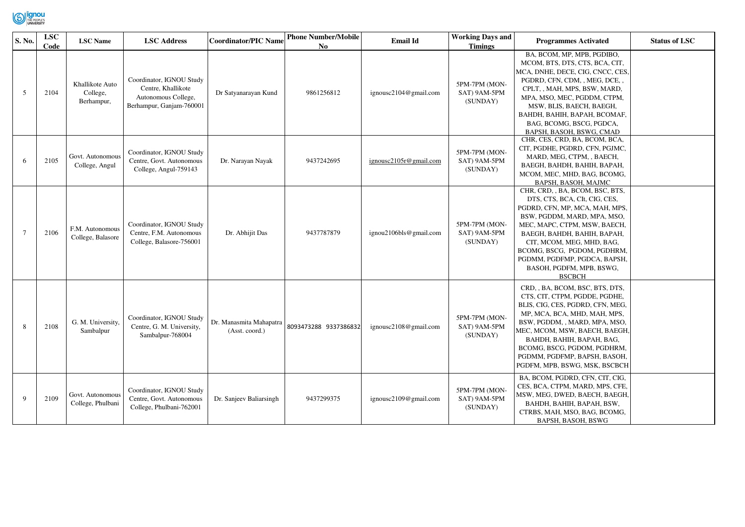| S. No. | LSC Code | LSC Name | LSC Address | Coordinator/PIC Name | Phone Number/Mobile No | Email Id | Working Days and Timings | Programmes Activated | Status of LSC |
|---|---|---|---|---|---|---|---|---|---|
| 5 | 2104 | Khallikote Auto College, Berhampur, | Coordinator, IGNOU Study Centre, Khallikote Autonomous College, Berhampur, Ganjam-760001 | Dr Satyanarayan Kund | 9861256812 | ignousc2104@gmail.com | 5PM-7PM (MON-SAT) 9AM-5PM (SUNDAY) | BA, BCOM, MP, MPB, PGDIBO, MCOM, BTS, DTS, CTS, BCA, CIT, MCA, DNHE, DECE, CIG, CNCC, CES, PGDRD, CFN, CDM, , MEG, DCE, , CPLT, , MAH, MPS, BSW, MARD, MPA, MSO, MEC, PGDDM, CTPM, MSW, BLIS, BAECH, BAEGH, BAHDH, BAHIH, BAPAH, BCOMAF, BAG, BCOMG, BSCG, PGDCA, BAPSH, BASOH, BSWG, CMAD | |
| 6 | 2105 | Govt. Autonomous College, Angul | Coordinator, IGNOU Study Centre, Govt. Autonomous College, Angul-759143 | Dr. Narayan Nayak | 9437242695 | ignousc2105r@gmail.com | 5PM-7PM (MON-SAT) 9AM-5PM (SUNDAY) | CHR, CES, CRD, BA, BCOM, BCA, CIT, PGDHE, PGDRD, CFN, PGJMC, MARD, MEG, CTPM, , BAECH, BAEGH, BAHDH, BAHIH, BAPAH, MCOM, MEC, MHD, BAG, BCOMG, BAPSH, BASOH, MAJMC | |
| 7 | 2106 | F.M. Autonomous College, Balasore | Coordinator, IGNOU Study Centre, F.M. Autonomous College, Balasore-756001 | Dr. Abhijit Das | 9437787879 | ignou2106bls@gmail.com | 5PM-7PM (MON-SAT) 9AM-5PM (SUNDAY) | CHR, CRD, , BA, BCOM, BSC, BTS, DTS, CTS, BCA, CIt, CIG, CES, PGDRD, CFN, MP, MCA, MAH, MPS, BSW, PGDDM, MARD, MPA, MSO, MEC, MAPC, CTPM, MSW, BAECH, BAEGH, BAHDH, BAHIH, BAPAH, CIT, MCOM, MEG, MHD, BAG, BCOMG, BSCG, PGDOM, PGDHRM, PGDMM, PGDFMP, PGDCA, BAPSH, BASOH, PGDFM, MPB, BSWG, BSCBCH | |
| 8 | 2108 | G. M. University, Sambalpur | Coordinator, IGNOU Study Centre, G. M. University, Sambalpur-768004 | Dr. Manasmita Mahapatra (Asst. coord.) | 8093473288 9337386832 | ignousc2108@gmail.com | 5PM-7PM (MON-SAT) 9AM-5PM (SUNDAY) | CRD, , BA, BCOM, BSC, BTS, DTS, CTS, CIT, CTPM, PGDDE, PGDHE, BLIS, CIG, CES, PGDRD, CFN, MEG, MP, MCA, BCA, MHD, MAH, MPS, BSW, PGDDM, , MARD, MPA, MSO, MEC, MCOM, MSW, BAECH, BAEGH, BAHDH, BAHIH, BAPAH, BAG, BCOMG, BSCG, PGDOM, PGDHRM, PGDMM, PGDFMP, BAPSH, BASOH, PGDFM, MPB, BSWG, MSK, BSCBCH | |
| 9 | 2109 | Govt. Autonomous College, Phulbani | Coordinator, IGNOU Study Centre, Govt. Autonomous College, Phulbani-762001 | Dr. Sanjeev Baliarsingh | 9437299375 | ignousc2109@gmail.com | 5PM-7PM (MON-SAT) 9AM-5PM (SUNDAY) | BA, BCOM, PGDRD, CFN, CIT, CIG, CES, BCA, CTPM, MARD, MPS, CFE, MSW, MEG, DWED, BAECH, BAEGH, BAHDH, BAHIH, BAPAH, BSW, CTRBS, MAH, MSO, BAG, BCOMG, BAPSH, BASOH, BSWG | |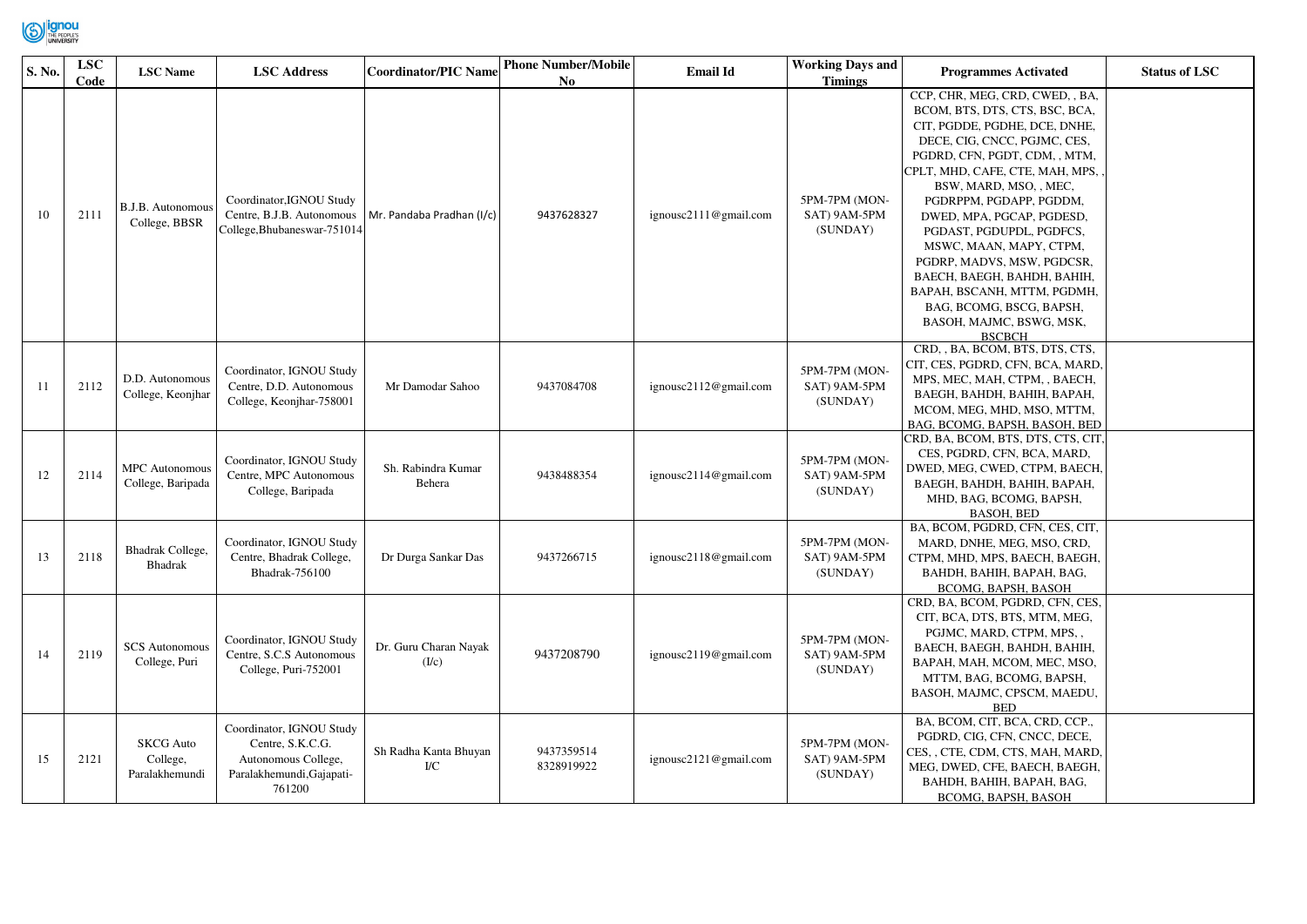| S. No. | LSC Code | LSC Name | LSC Address | Coordinator/PIC Name | Phone Number/Mobile No | Email Id | Working Days and Timings | Programmes Activated | Status of LSC |
|---|---|---|---|---|---|---|---|---|---|
| 10 | 2111 | B.J.B. Autonomous College, BBSR | Coordinator,IGNOU Study Centre, B.J.B. Autonomous College,Bhubaneswar-751014 | Mr. Pandaba Pradhan (I/c) | 9437628327 | ignousc2111@gmail.com | 5PM-7PM (MON-SAT) 9AM-5PM (SUNDAY) | CCP, CHR, MEG, CRD, CWED, , BA, BCOM, BTS, DTS, CTS, BSC, BCA, CIT, PGDDE, PGDHE, DCE, DNHE, DECE, CIG, CNCC, PGJMC, CES, PGDRD, CFN, PGDT, CDM, , MTM, CPLT, MHD, CAFE, CTE, MAH, MPS, , BSW, MARD, MSO, , MEC, PGDRPPM, PGDAPP, PGDDM, DWED, MPA, PGCAP, PGDESD, PGDAST, PGDUPDL, PGDFCS, MSWC, MAAN, MAPY, CTPM, PGDRP, MADVS, MSW, PGDCSR, BAECH, BAEGH, BAHDH, BAHIH, BAPAH, BSCANH, MTTM, PGDMH, BAG, BCOMG, BSCG, BAPSH, BASOH, MAJMC, BSWG, MSK, BSCBCH | |
| 11 | 2112 | D.D. Autonomous College, Keonjhar | Coordinator, IGNOU Study Centre, D.D. Autonomous College, Keonjhar-758001 | Mr Damodar Sahoo | 9437084708 | ignousc2112@gmail.com | 5PM-7PM (MON-SAT) 9AM-5PM (SUNDAY) | CRD, , BA, BCOM, BTS, DTS, CTS, CIT, CES, PGDRD, CFN, BCA, MARD, MPS, MEC, MAH, CTPM, , BAECH, BAEGH, BAHDH, BAHIH, BAPAH, MCOM, MEG, MHD, MSO, MTTM, BAG, BCOMG, BAPSH, BASOH, BED | |
| 12 | 2114 | MPC Autonomous College, Baripada | Coordinator, IGNOU Study Centre, MPC Autonomous College, Baripada | Sh. Rabindra Kumar Behera | 9438488354 | ignousc2114@gmail.com | 5PM-7PM (MON-SAT) 9AM-5PM (SUNDAY) | CRD, BA, BCOM, BTS, DTS, CTS, CIT, CES, PGDRD, CFN, BCA, MARD, DWED, MEG, CWED, CTPM, BAECH, BAEGH, BAHDH, BAHIH, BAPAH, MHD, BAG, BCOMG, BAPSH, BASOH, BED | |
| 13 | 2118 | Bhadrak College, Bhadrak | Coordinator, IGNOU Study Centre, Bhadrak College, Bhadrak-756100 | Dr Durga Sankar Das | 9437266715 | ignousc2118@gmail.com | 5PM-7PM (MON-SAT) 9AM-5PM (SUNDAY) | BA, BCOM, PGDRD, CFN, CES, CIT, MARD, DNHE, MEG, MSO, CRD, CTPM, MHD, MPS, BAECH, BAEGH, BAHDH, BAHIH, BAPAH, BAG, BCOMG, BAPSH, BASOH | |
| 14 | 2119 | SCS Autonomous College, Puri | Coordinator, IGNOU Study Centre, S.C.S Autonomous College, Puri-752001 | Dr. Guru Charan Nayak (I/c) | 9437208790 | ignousc2119@gmail.com | 5PM-7PM (MON-SAT) 9AM-5PM (SUNDAY) | CRD, BA, BCOM, PGDRD, CFN, CES, CIT, BCA, DTS, BTS, MTM, MEG, PGJMC, MARD, CTPM, MPS, , BAECH, BAEGH, BAHDH, BAHIH, BAPAH, MAH, MCOM, MEC, MSO, MTTM, BAG, BCOMG, BAPSH, BASOH, MAJMC, CPSCM, MAEDU, BED | |
| 15 | 2121 | SKCG Auto College, Paralakhemundi | Coordinator, IGNOU Study Centre, S.K.C.G. Autonomous College, Paralakhemundi,Gajapati-761200 | Sh Radha Kanta Bhuyan I/C | 9437359514 8328919922 | ignousc2121@gmail.com | 5PM-7PM (MON-SAT) 9AM-5PM (SUNDAY) | BA, BCOM, CIT, BCA, CRD, CCP., PGDRD, CIG, CFN, CNCC, DECE, CES, , CTE, CDM, CTS, MAH, MARD, MEG, DWED, CFE, BAECH, BAEGH, BAHDH, BAHIH, BAPAH, BAG, BCOMG, BAPSH, BASOH | |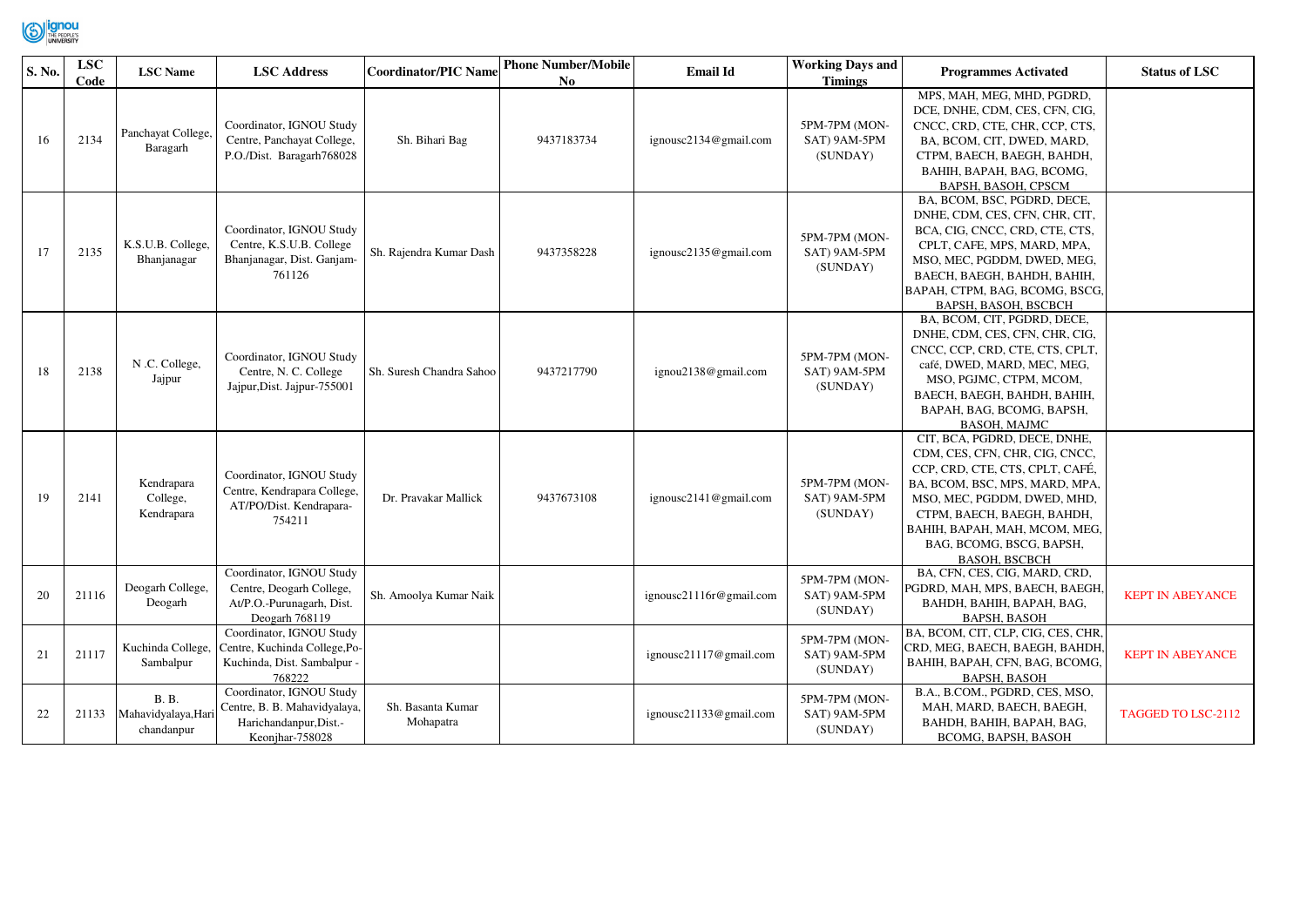| S. No. | LSC Code | LSC Name | LSC Address | Coordinator/PIC Name | Phone Number/Mobile No | Email Id | Working Days and Timings | Programmes Activated | Status of LSC |
|---|---|---|---|---|---|---|---|---|---|
| 16 | 2134 | Panchayat College, Baragarh | Coordinator, IGNOU Study Centre, Panchayat College, P.O./Dist. Baragarh768028 | Sh. Bihari Bag | 9437183734 | ignousc2134@gmail.com | 5PM-7PM (MON-SAT) 9AM-5PM (SUNDAY) | MPS, MAH, MEG, MHD, PGDRD, DCE, DNHE, CDM, CES, CFN, CIG, CNCC, CRD, CTE, CHR, CCP, CTS, BA, BCOM, CIT, DWED, MARD, CTPM, BAECH, BAEGH, BAHDH, BAHIH, BAPAH, BAG, BCOMG, BAPSH, BASOH, CPSCM | |
| 17 | 2135 | K.S.U.B. College, Bhanjanagar | Coordinator, IGNOU Study Centre, K.S.U.B. College Bhanjanagar, Dist. Ganjam-761126 | Sh. Rajendra Kumar Dash | 9437358228 | ignousc2135@gmail.com | 5PM-7PM (MON-SAT) 9AM-5PM (SUNDAY) | BA, BCOM, BSC, PGDRD, DECE, DNHE, CDM, CES, CFN, CHR, CIT, BCA, CIG, CNCC, CRD, CTE, CTS, CPLT, CAFE, MPS, MARD, MPA, MSO, MEC, PGDDM, DWED, MEG, BAECH, BAEGH, BAHDH, BAHIH, BAPAH, CTPM, BAG, BCOMG, BSCG, BAPSH, BASOH, BSCBCH | |
| 18 | 2138 | N .C. College, Jajpur | Coordinator, IGNOU Study Centre, N. C. College Jajpur,Dist. Jajpur-755001 | Sh. Suresh Chandra Sahoo | 9437217790 | ignou2138@gmail.com | 5PM-7PM (MON-SAT) 9AM-5PM (SUNDAY) | BA, BCOM, CIT, PGDRD, DECE, DNHE, CDM, CES, CFN, CHR, CIG, CNCC, CCP, CRD, CTE, CTS, CPLT, café, DWED, MARD, MEC, MEG, MSO, PGJMC, CTPM, MCOM, BAECH, BAEGH, BAHDH, BAHIH, BAPAH, BAG, BCOMG, BAPSH, BASOH, MAJMC | |
| 19 | 2141 | Kendrapara College, Kendrapara | Coordinator, IGNOU Study Centre, Kendrapara College, AT/PO/Dist. Kendrapara-754211 | Dr. Pravakar Mallick | 9437673108 | ignousc2141@gmail.com | 5PM-7PM (MON-SAT) 9AM-5PM (SUNDAY) | CIT, BCA, PGDRD, DECE, DNHE, CDM, CES, CFN, CHR, CIG, CNCC, CCP, CRD, CTE, CTS, CPLT, CAFÉ, BA, BCOM, BSC, MPS, MARD, MPA, MSO, MEC, PGDDM, DWED, MHD, CTPM, BAECH, BAEGH, BAHDH, BAHIH, BAPAH, MAH, MCOM, MEG, BAG, BCOMG, BSCG, BAPSH, BASOH, BSCBCH | |
| 20 | 21116 | Deogarh College, Deogarh | Coordinator, IGNOU Study Centre, Deogarh College, At/P.O.-Purunagarh, Dist. Deogarh 768119 | Sh. Amoolya Kumar Naik | | ignousc21116r@gmail.com | 5PM-7PM (MON-SAT) 9AM-5PM (SUNDAY) | BA, CFN, CES, CIG, MARD, CRD, PGDRD, MAH, MPS, BAECH, BAEGH, BAHDH, BAHIH, BAPAH, BAG, BAPSH, BASOH | KEPT IN ABEYANCE |
| 21 | 21117 | Kuchinda College, Sambalpur | Coordinator, IGNOU Study Centre, Kuchinda College,Po-Kuchinda, Dist. Sambalpur - 768222 | | | ignousc21117@gmail.com | 5PM-7PM (MON-SAT) 9AM-5PM (SUNDAY) | BA, BCOM, CIT, CLP, CIG, CES, CHR, CRD, MEG, BAECH, BAEGH, BAHDH, BAHIH, BAPAH, CFN, BAG, BCOMG, BAPSH, BASOH | KEPT IN ABEYANCE |
| 22 | 21133 | B. B. Mahavidyalaya,Harichandanpur | Coordinator, IGNOU Study Centre, B. B. Mahavidyalaya, Harichandanpur,Dist.-Keonjhar-758028 | Sh. Basanta Kumar Mohapatra | | ignousc21133@gmail.com | 5PM-7PM (MON-SAT) 9AM-5PM (SUNDAY) | B.A., B.COM., PGDRD, CES, MSO, MAH, MARD, BAECH, BAEGH, BAHDH, BAHIH, BAPAH, BAG, BCOMG, BAPSH, BASOH | TAGGED TO LSC-2112 |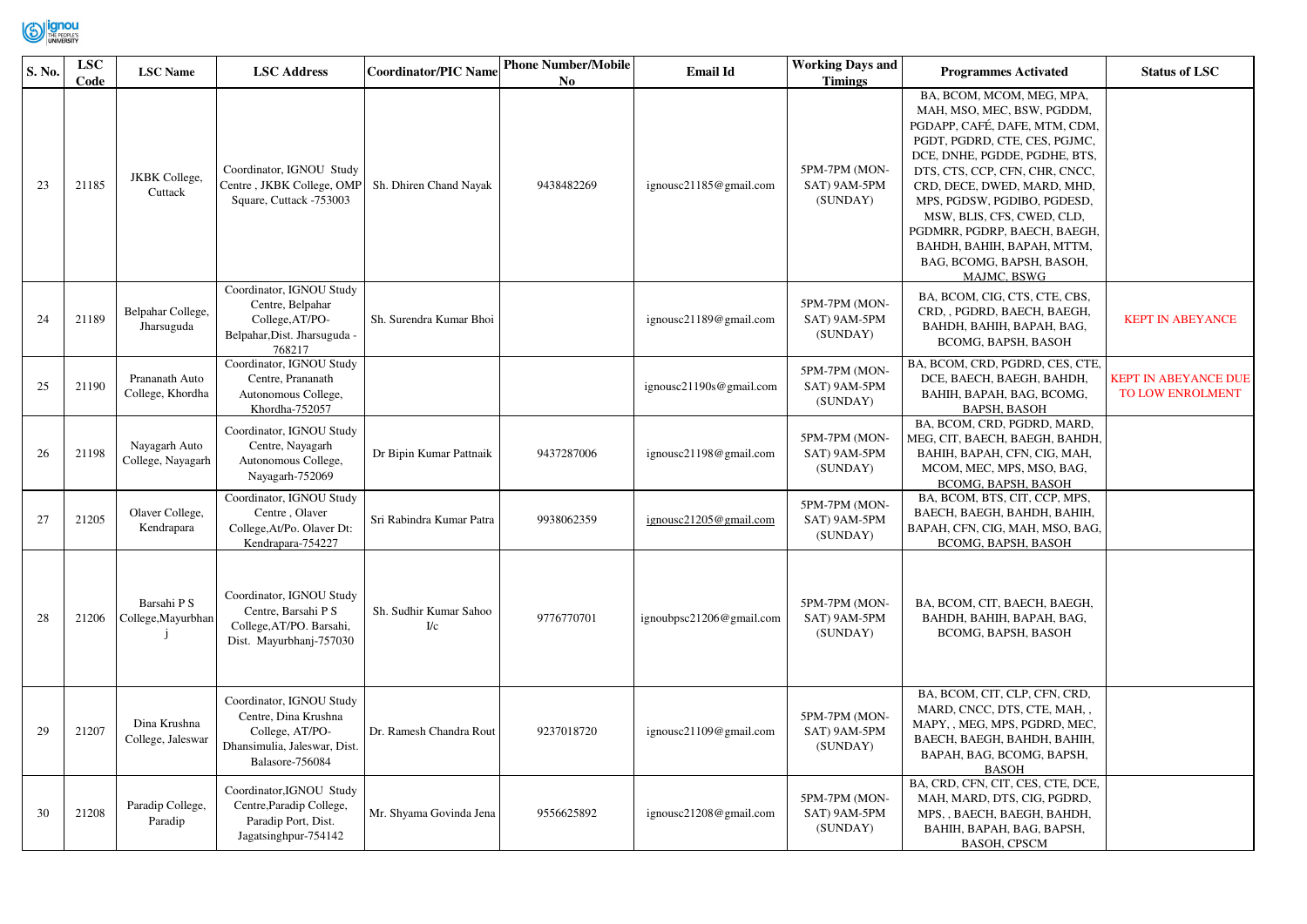| S. No. | LSC Code | LSC Name | LSC Address | Coordinator/PIC Name | Phone Number/Mobile No | Email Id | Working Days and Timings | Programmes Activated | Status of LSC |
|---|---|---|---|---|---|---|---|---|---|
| 23 | 21185 | JKBK College, Cuttack | Coordinator, IGNOU Study Centre , JKBK College, OMP Square, Cuttack -753003 | Sh. Dhiren Chand Nayak | 9438482269 | ignousc21185@gmail.com | 5PM-7PM (MON-SAT) 9AM-5PM (SUNDAY) | BA, BCOM, MCOM, MEG, MPA, MAH, MSO, MEC, BSW, PGDDM, PGDAPP, CAFÉ, DAFE, MTM, CDM, PGDT, PGDRD, CTE, CES, PGJMC, DCE, DNHE, PGDDE, PGDHE, BTS, DTS, CTS, CCP, CFN, CHR, CNCC, CRD, DECE, DWED, MARD, MHD, MPS, PGDSW, PGDIBO, PGDESD, MSW, BLIS, CFS, CWED, CLD, PGDMRR, PGDRP, BAECH, BAEGH, BAHDH, BAHIH, BAPAH, MTTM, BAG, BCOMG, BAPSH, BASOH, MAJMC, BSWG | |
| 24 | 21189 | Belpahar College, Jharsuguda | Coordinator, IGNOU Study Centre, Belpahar College,AT/PO-Belpahar,Dist. Jharsuguda -768217 | Sh. Surendra Kumar Bhoi | | ignousc21189@gmail.com | 5PM-7PM (MON-SAT) 9AM-5PM (SUNDAY) | BA, BCOM, CIG, CTS, CTE, CBS, CRD, , PGDRD, BAECH, BAEGH, BAHDH, BAHIH, BAPAH, BAG, BCOMG, BAPSH, BASOH | KEPT IN ABEYANCE |
| 25 | 21190 | Prananath Auto College, Khordha | Coordinator, IGNOU Study Centre, Prananath Autonomous College, Khordha-752057 | | | ignousc21190s@gmail.com | 5PM-7PM (MON-SAT) 9AM-5PM (SUNDAY) | BA, BCOM, CRD, PGDRD, CES, CTE, DCE, BAECH, BAEGH, BAHDH, BAHIH, BAPAH, BAG, BCOMG, BAPSH, BASOH | KEPT IN ABEYANCE DUE TO LOW ENROLMENT |
| 26 | 21198 | Nayagarh Auto College, Nayagarh | Coordinator, IGNOU Study Centre, Nayagarh Autonomous College, Nayagarh-752069 | Dr Bipin Kumar Pattnaik | 9437287006 | ignousc21198@gmail.com | 5PM-7PM (MON-SAT) 9AM-5PM (SUNDAY) | BA, BCOM, CRD, PGDRD, MARD, MEG, CIT, BAECH, BAEGH, BAHDH, BAHIH, BAPAH, CFN, CIG, MAH, MCOM, MEC, MPS, MSO, BAG, BCOMG, BAPSH, BASOH | |
| 27 | 21205 | Olaver College, Kendrapara | Coordinator, IGNOU Study Centre , Olaver College,At/Po. Olaver Dt: Kendrapara-754227 | Sri Rabindra Kumar Patra | 9938062359 | ignousc21205@gmail.com | 5PM-7PM (MON-SAT) 9AM-5PM (SUNDAY) | BA, BCOM, BTS, CIT, CCP, MPS, BAECH, BAEGH, BAHDH, BAHIH, BAPAH, CFN, CIG, MAH, MSO, BAG, BCOMG, BAPSH, BASOH | |
| 28 | 21206 | Barsahi P S College,Mayurbhanj | Coordinator, IGNOU Study Centre, Barsahi P S College,AT/PO. Barsahi, Dist. Mayurbhanj-757030 | Sh. Sudhir Kumar Sahoo I/c | 9776770701 | ignoubpsc21206@gmail.com | 5PM-7PM (MON-SAT) 9AM-5PM (SUNDAY) | BA, BCOM, CIT, BAECH, BAEGH, BAHDH, BAHIH, BAPAH, BAG, BCOMG, BAPSH, BASOH | |
| 29 | 21207 | Dina Krushna College, Jaleswar | Coordinator, IGNOU Study Centre, Dina Krushna College, AT/PO-Dhansimulia, Jaleswar, Dist. Balasore-756084 | Dr. Ramesh Chandra Rout | 9237018720 | ignousc21109@gmail.com | 5PM-7PM (MON-SAT) 9AM-5PM (SUNDAY) | BA, BCOM, CIT, CLP, CFN, CRD, MARD, CNCC, DTS, CTE, MAH, , MAPY, , MEG, MPS, PGDRD, MEC, BAECH, BAEGH, BAHDH, BAHIH, BAPAH, BAG, BCOMG, BAPSH, BASOH | |
| 30 | 21208 | Paradip College, Paradip | Coordinator,IGNOU Study Centre,Paradip College, Paradip Port, Dist. Jagatsinghpur-754142 | Mr. Shyama Govinda Jena | 9556625892 | ignousc21208@gmail.com | 5PM-7PM (MON-SAT) 9AM-5PM (SUNDAY) | BA, CRD, CFN, CIT, CES, CTE, DCE, MAH, MARD, DTS, CIG, PGDRD, MPS, , BAECH, BAEGH, BAHDH, BAHIH, BAPAH, BAG, BAPSH, BASOH, CPSCM | |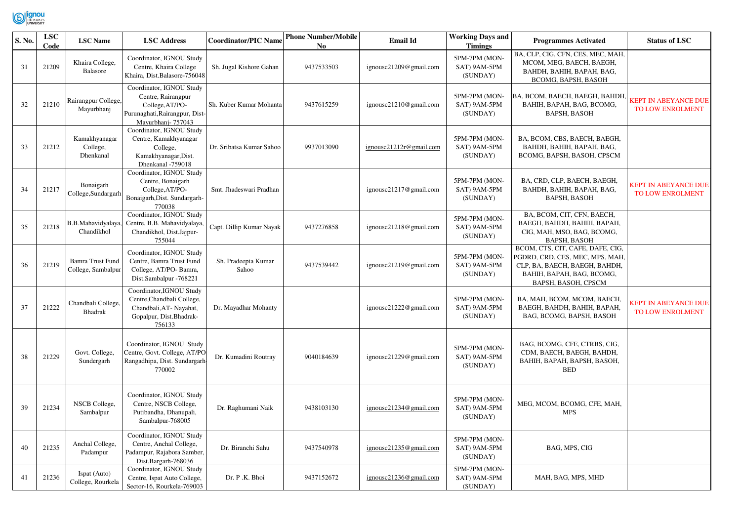| S. No. | LSC Code | LSC Name | LSC Address | Coordinator/PIC Name | Phone Number/Mobile No | Email Id | Working Days and Timings | Programmes Activated | Status of LSC |
|---|---|---|---|---|---|---|---|---|---|
| 31 | 21209 | Khaira College, Balasore | Coordinator, IGNOU Study Centre, Khaira College Khaira, Dist.Balasore-756048 | Sh. Jugal Kishore Gahan | 9437533503 | ignousc21209@gmail.com | 5PM-7PM (MON-SAT) 9AM-5PM (SUNDAY) | BA, CLP, CIG, CFN, CES, MEC, MAH, MCOM, MEG, BAECH, BAEGH, BAHDH, BAHIH, BAPAH, BAG, BCOMG, BAPSH, BASOH | |
| 32 | 21210 | Rairangpur College, Mayurbhanj | Coordinator, IGNOU Study Centre, Rairangpur College,AT/PO-Purunaghati,Rairangpur, Dist-Mayurbhanj- 757043 | Sh. Kuber Kumar Mohanta | 9437615259 | ignousc21210@gmail.com | 5PM-7PM (MON-SAT) 9AM-5PM (SUNDAY) | BA, BCOM, BAECH, BAEGH, BAHDH, BAHIH, BAPAH, BAG, BCOMG, BAPSH, BASOH | KEPT IN ABEYANCE DUE TO LOW ENROLMENT |
| 33 | 21212 | Kamakhyanagar College, Dhenkanal | Coordinator, IGNOU Study Centre, Kamakhyanagar College, Kamakhyanagar,Dist. Dhenkanal -759018 | Dr. Sribatsa Kumar Sahoo | 9937013090 | ignousc21212r@gmail.com | 5PM-7PM (MON-SAT) 9AM-5PM (SUNDAY) | BA, BCOM, CBS, BAECH, BAEGH, BAHDH, BAHIH, BAPAH, BAG, BCOMG, BAPSH, BASOH, CPSCM | |
| 34 | 21217 | Bonaigarh College,Sundargarh | Coordinator, IGNOU Study Centre, Bonaigarh College,AT/PO-Bonaigarh,Dist. Sundargarh-770038 | Smt. Jhadeswari Pradhan | | ignousc21217@gmail.com | 5PM-7PM (MON-SAT) 9AM-5PM (SUNDAY) | BA, CRD, CLP, BAECH, BAEGH, BAHDH, BAHIH, BAPAH, BAG, BAPSH, BASOH | KEPT IN ABEYANCE DUE TO LOW ENROLMENT |
| 35 | 21218 | B.B.Mahavidyalaya, Chandikhol | Coordinator, IGNOU Study Centre, B.B. Mahavidyalaya, Chandikhol, Dist.Jajpur-755044 | Capt. Dillip Kumar Nayak | 9437276858 | ignousc21218@gmail.com | 5PM-7PM (MON-SAT) 9AM-5PM (SUNDAY) | BA, BCOM, CIT, CFN, BAECH, BAEGH, BAHDH, BAHIH, BAPAH, CIG, MAH, MSO, BAG, BCOMG, BAPSH, BASOH | |
| 36 | 21219 | Bamra Trust Fund College, Sambalpur | Coordinator, IGNOU Study Centre, Bamra Trust Fund College, AT/PO- Bamra, Dist.Sambalpur -768221 | Sh. Pradeepta Kumar Sahoo | 9437539442 | ignousc21219@gmail.com | 5PM-7PM (MON-SAT) 9AM-5PM (SUNDAY) | BCOM, CTS, CIT, CAFE, DAFE, CIG, PGDRD, CRD, CES, MEC, MPS, MAH, CLP, BA, BAECH, BAEGH, BAHDH, BAHIH, BAPAH, BAG, BCOMG, BAPSH, BASOH, CPSCM | |
| 37 | 21222 | Chandbali College, Bhadrak | Coordinator,IGNOU Study Centre,Chandbali College, Chandbali,AT- Nayahat, Gopalpur, Dist.Bhadrak-756133 | Dr. Mayadhar Mohanty | | ignousc21222@gmail.com | 5PM-7PM (MON-SAT) 9AM-5PM (SUNDAY) | BA, MAH, BCOM, MCOM, BAECH, BAEGH, BAHDH, BAHIH, BAPAH, BAG, BCOMG, BAPSH, BASOH | KEPT IN ABEYANCE DUE TO LOW ENROLMENT |
| 38 | 21229 | Govt. College, Sundergarh | Coordinator, IGNOU Study Centre, Govt. College, AT/PO Rangadhipa, Dist. Sundargarh-770002 | Dr. Kumadini Routray | 9040184639 | ignousc21229@gmail.com | 5PM-7PM (MON-SAT) 9AM-5PM (SUNDAY) | BAG, BCOMG, CFE, CTRBS, CIG, CDM, BAECH, BAEGH, BAHDH, BAHIH, BAPAH, BAPSH, BASOH, BED | |
| 39 | 21234 | NSCB College, Sambalpur | Coordinator, IGNOU Study Centre, NSCB College, Putibandha, Dhanupali, Sambalpur-768005 | Dr. Raghumani Naik | 9438103130 | ignousc21234@gmail.com | 5PM-7PM (MON-SAT) 9AM-5PM (SUNDAY) | MEG, MCOM, BCOMG, CFE, MAH, MPS | |
| 40 | 21235 | Anchal College, Padampur | Coordinator, IGNOU Study Centre, Anchal College, Padampur, Rajabora Samber, Dist.Bargarh-768036 | Dr. Biranchi Sahu | 9437540978 | ignousc21235@gmail.com | 5PM-7PM (MON-SAT) 9AM-5PM (SUNDAY) | BAG, MPS, CIG | |
| 41 | 21236 | Ispat (Auto) College, Rourkela | Coordinator, IGNOU Study Centre, Ispat Auto College, Sector-16, Rourkela-769003 | Dr. P .K. Bhoi | 9437152672 | ignousc21236@gmail.com | 5PM-7PM (MON-SAT) 9AM-5PM (SUNDAY) | MAH, BAG, MPS, MHD | |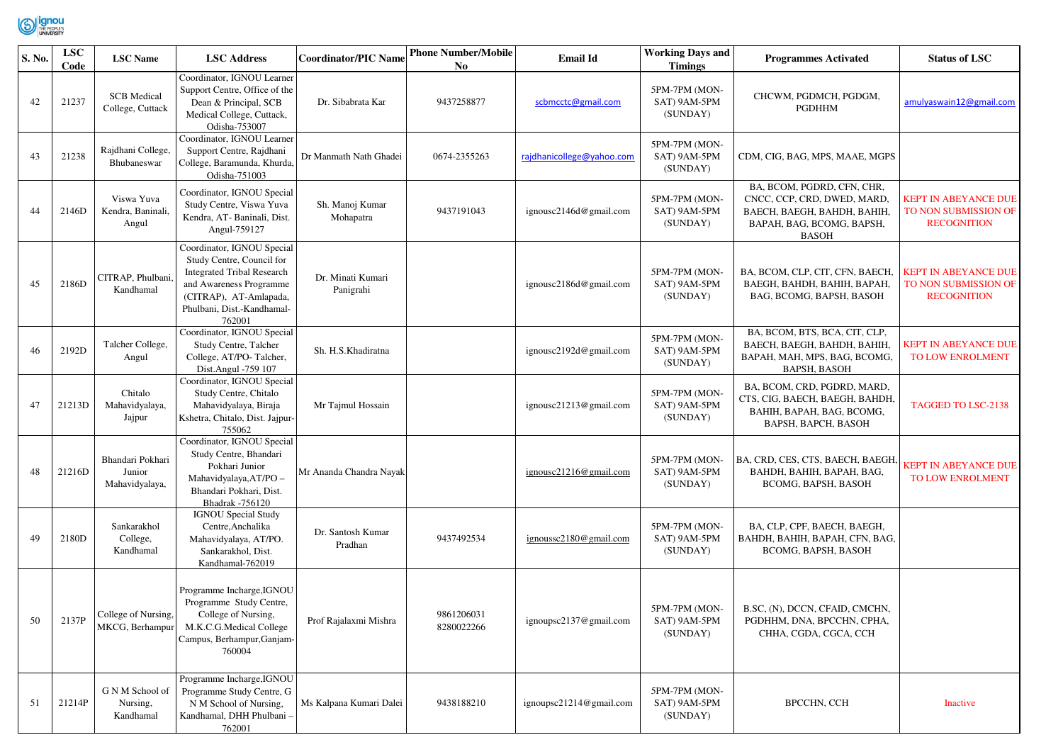| S. No. | LSC Code | LSC Name | LSC Address | Coordinator/PIC Name | Phone Number/Mobile No | Email Id | Working Days and Timings | Programmes Activated | Status of LSC |
|---|---|---|---|---|---|---|---|---|---|
| 42 | 21237 | SCB Medical College, Cuttack | Coordinator, IGNOU Learner Support Centre, Office of the Dean & Principal, SCB Medical College, Cuttack, Odisha-753007 | Dr. Sibabrata Kar | 9437258877 | scbmcctc@gmail.com | 5PM-7PM (MON-SAT) 9AM-5PM (SUNDAY) | CHCWM, PGDMCH, PGDGM, PGDHHM | amulyaswain12@gmail.com |
| 43 | 21238 | Rajdhani College, Bhubaneswar | Coordinator, IGNOU Learner Support Centre, Rajdhani College, Baramunda, Khurda, Odisha-751003 | Dr Manmath Nath Ghadei | 0674-2355263 | rajdhanicollege@yahoo.com | 5PM-7PM (MON-SAT) 9AM-5PM (SUNDAY) | CDM, CIG, BAG, MPS, MAAE, MGPS | |
| 44 | 2146D | Viswa Yuva Kendra, Baninali, Angul | Coordinator, IGNOU Special Study Centre, Viswa Yuva Kendra, AT- Baninali, Dist. Angul-759127 | Sh. Manoj Kumar Mohapatra | 9437191043 | ignousc2146d@gmail.com | 5PM-7PM (MON-SAT) 9AM-5PM (SUNDAY) | BA, BCOM, PGDRD, CFN, CHR, CNCC, CCP, CRD, DWED, MARD, BAECH, BAEGH, BAHDH, BAHIH, BAPAH, BAG, BCOMG, BAPSH, BASOH | KEPT IN ABEYANCE DUE TO NON SUBMISSION OF RECOGNITION |
| 45 | 2186D | CITRAP, Phulbani, Kandhamal | Coordinator, IGNOU Special Study Centre, Council for Integrated Tribal Research and Awareness Programme (CITRAP), AT-Amlapada, Phulbani, Dist.-Kandhamal-762001 | Dr. Minati Kumari Panigrahi | | ignousc2186d@gmail.com | 5PM-7PM (MON-SAT) 9AM-5PM (SUNDAY) | BA, BCOM, CLP, CIT, CFN, BAECH, BAEGH, BAHDH, BAHIH, BAPAH, BAG, BCOMG, BAPSH, BASOH | KEPT IN ABEYANCE DUE TO NON SUBMISSION OF RECOGNITION |
| 46 | 2192D | Talcher College, Angul | Coordinator, IGNOU Special Study Centre, Talcher College, AT/PO- Talcher, Dist.Angul -759 107 | Sh. H.S.Khadiratna | | ignousc2192d@gmail.com | 5PM-7PM (MON-SAT) 9AM-5PM (SUNDAY) | BA, BCOM, BTS, BCA, CIT, CLP, BAECH, BAEGH, BAHDH, BAHIH, BAPAH, MAH, MPS, BAG, BCOMG, BAPSH, BASOH | KEPT IN ABEYANCE DUE TO LOW ENROLMENT |
| 47 | 21213D | Chitalo Mahavidyalaya, Jajpur | Coordinator, IGNOU Special Study Centre, Chitalo Mahavidyalaya, Biraja Kshetra, Chitalo, Dist. Jajpur-755062 | Mr Tajmul Hossain | | ignousc21213@gmail.com | 5PM-7PM (MON-SAT) 9AM-5PM (SUNDAY) | BA, BCOM, CRD, PGDRD, MARD, CTS, CIG, BAECH, BAEGH, BAHDH, BAHIH, BAPAH, BAG, BCOMG, BAPSH, BAPCH, BASOH | TAGGED TO LSC-2138 |
| 48 | 21216D | Bhandari Pokhari Junior Mahavidyalaya, | Coordinator, IGNOU Special Study Centre, Bhandari Pokhari Junior Mahavidyalaya,AT/PO – Bhandari Pokhari, Dist. Bhadrak -756120 | Mr Ananda Chandra Nayak | | ignousc21216@gmail.com | 5PM-7PM (MON-SAT) 9AM-5PM (SUNDAY) | BA, CRD, CES, CTS, BAECH, BAEGH, BAHDH, BAHIH, BAPAH, BAG, BCOMG, BAPSH, BASOH | KEPT IN ABEYANCE DUE TO LOW ENROLMENT |
| 49 | 2180D | Sankarakhol College, Kandhamal | IGNOU Special Study Centre,Anchalika Mahavidyalaya, AT/PO. Sankarakhol, Dist. Kandhamal-762019 | Dr. Santosh Kumar Pradhan | 9437492534 | ignoussc2180@gmail.com | 5PM-7PM (MON-SAT) 9AM-5PM (SUNDAY) | BA, CLP, CPF, BAECH, BAEGH, BAHDH, BAHIH, BAPAH, CFN, BAG, BCOMG, BAPSH, BASOH | |
| 50 | 2137P | College of Nursing, MKCG, Berhampur | Programme Incharge,IGNOU Programme Study Centre, College of Nursing, M.K.C.G.Medical College Campus, Berhampur,Ganjam-760004 | Prof Rajalaxmi Mishra | 9861206031 8280022266 | ignoupsc2137@gmail.com | 5PM-7PM (MON-SAT) 9AM-5PM (SUNDAY) | B.SC, (N), DCCN, CFAID, CMCHN, PGDHHM, DNA, BPCCHN, CPHA, CHHA, CGDA, CGCA, CCH | |
| 51 | 21214P | G N M School of Nursing, Kandhamal | Programme Incharge,IGNOU Programme Study Centre, G N M School of Nursing, Kandhamal, DHH Phulbani – 762001 | Ms Kalpana Kumari Dalei | 9438188210 | ignoupsc21214@gmail.com | 5PM-7PM (MON-SAT) 9AM-5PM (SUNDAY) | BPCCHN, CCH | Inactive |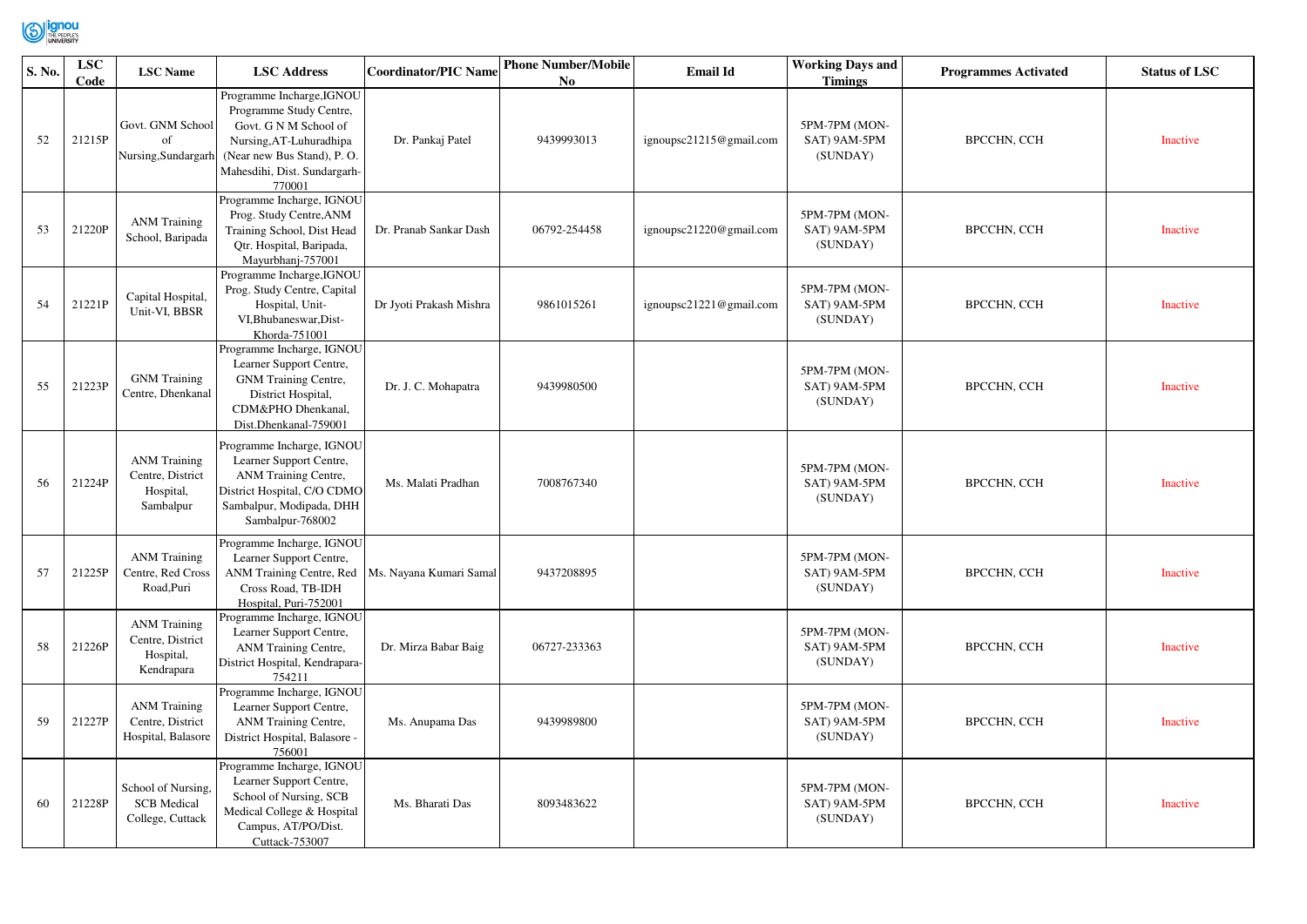| S. No. | LSC Code | LSC Name | LSC Address | Coordinator/PIC Name | Phone Number/Mobile No | Email Id | Working Days and Timings | Programmes Activated | Status of LSC |
|---|---|---|---|---|---|---|---|---|---|
| 52 | 21215P | Govt. GNM School of Nursing,Sundargarh | Programme Incharge,IGNOU Programme Study Centre, Govt. G N M School of Nursing,AT-Luhuradhipa (Near new Bus Stand), P. O. Mahesdihi, Dist. Sundargarh-770001 | Dr. Pankaj Patel | 9439993013 | ignoupsc21215@gmail.com | 5PM-7PM (MON-SAT) 9AM-5PM (SUNDAY) | BPCCHN, CCH | Inactive |
| 53 | 21220P | ANM Training School, Baripada | Programme Incharge, IGNOU Prog. Study Centre,ANM Training School, Dist Head Qtr. Hospital, Baripada, Mayurbhanj-757001 | Dr. Pranab Sankar Dash | 06792-254458 | ignoupsc21220@gmail.com | 5PM-7PM (MON-SAT) 9AM-5PM (SUNDAY) | BPCCHN, CCH | Inactive |
| 54 | 21221P | Capital Hospital, Unit-VI, BBSR | Programme Incharge,IGNOU Prog. Study Centre, Capital Hospital, Unit-VI,Bhubaneswar,Dist-Khorda-751001 | Dr Jyoti Prakash Mishra | 9861015261 | ignoupsc21221@gmail.com | 5PM-7PM (MON-SAT) 9AM-5PM (SUNDAY) | BPCCHN, CCH | Inactive |
| 55 | 21223P | GNM Training Centre, Dhenkanal | Programme Incharge, IGNOU Learner Support Centre, GNM Training Centre, District Hospital, CDM&PHO Dhenkanal, Dist.Dhenkanal-759001 | Dr. J. C. Mohapatra | 9439980500 | | 5PM-7PM (MON-SAT) 9AM-5PM (SUNDAY) | BPCCHN, CCH | Inactive |
| 56 | 21224P | ANM Training Centre, District Hospital, Sambalpur | Programme Incharge, IGNOU Learner Support Centre, ANM Training Centre, District Hospital, C/O CDMO Sambalpur, Modipada, DHH Sambalpur-768002 | Ms. Malati Pradhan | 7008767340 | | 5PM-7PM (MON-SAT) 9AM-5PM (SUNDAY) | BPCCHN, CCH | Inactive |
| 57 | 21225P | ANM Training Centre, Red Cross Road,Puri | Programme Incharge, IGNOU Learner Support Centre, ANM Training Centre, Red Cross Road, TB-IDH Hospital, Puri-752001 | Ms. Nayana Kumari Samal | 9437208895 | | 5PM-7PM (MON-SAT) 9AM-5PM (SUNDAY) | BPCCHN, CCH | Inactive |
| 58 | 21226P | ANM Training Centre, District Hospital, Kendrapara | Programme Incharge, IGNOU Learner Support Centre, ANM Training Centre, District Hospital, Kendrapara-754211 | Dr. Mirza Babar Baig | 06727-233363 | | 5PM-7PM (MON-SAT) 9AM-5PM (SUNDAY) | BPCCHN, CCH | Inactive |
| 59 | 21227P | ANM Training Centre, District Hospital, Balasore | Programme Incharge, IGNOU Learner Support Centre, ANM Training Centre, District Hospital, Balasore - 756001 | Ms. Anupama Das | 9439989800 | | 5PM-7PM (MON-SAT) 9AM-5PM (SUNDAY) | BPCCHN, CCH | Inactive |
| 60 | 21228P | School of Nursing, SCB Medical College, Cuttack | Programme Incharge, IGNOU Learner Support Centre, School of Nursing, SCB Medical College & Hospital Campus, AT/PO/Dist. Cuttack-753007 | Ms. Bharati Das | 8093483622 | | 5PM-7PM (MON-SAT) 9AM-5PM (SUNDAY) | BPCCHN, CCH | Inactive |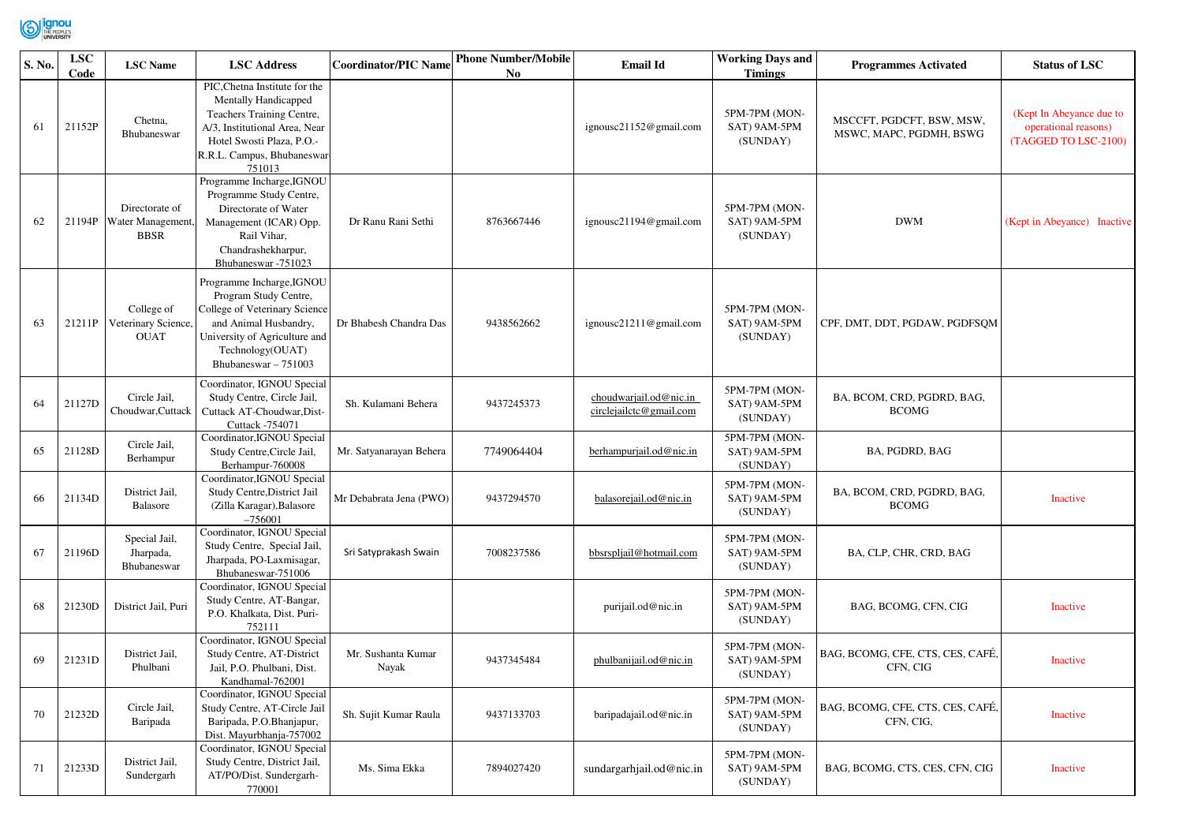| S. No. | LSC Code | LSC Name | LSC Address | Coordinator/PIC Name | Phone Number/Mobile No | Email Id | Working Days and Timings | Programmes Activated | Status of LSC |
|---|---|---|---|---|---|---|---|---|---|
| 61 | 21152P | Chetna, Bhubaneswar | PIC,Chetna Institute for the Mentally Handicapped Teachers Training Centre, A/3, Institutional Area, Near Hotel Swosti Plaza, P.O.-R.R.L. Campus, Bhubaneswar-751013 | | | ignousc21152@gmail.com | 5PM-7PM (MON-SAT) 9AM-5PM (SUNDAY) | MSCCFT, PGDCFT, BSW, MSW, MSWC, MAPC, PGDMH, BSWG | (Kept In Abeyance due to operational reasons) (TAGGED TO LSC-2100) |
| 62 | 21194P | Directorate of Water Management, BBSR | Programme Incharge,IGNOU Programme Study Centre, Directorate of Water Management (ICAR) Opp. Rail Vihar, Chandrashekharpur, Bhubaneswar -751023 | Dr Ranu Rani Sethi | 8763667446 | ignousc21194@gmail.com | 5PM-7PM (MON-SAT) 9AM-5PM (SUNDAY) | DWM | (Kept in Abeyance) Inactive |
| 63 | 21211P | College of Veterinary Science, OUAT | Programme Incharge,IGNOU Program Study Centre, College of Veterinary Science and Animal Husbandry, University of Agriculture and Technology(OUAT) Bhubaneswar – 751003 | Dr Bhabesh Chandra Das | 9438562662 | ignousc21211@gmail.com | 5PM-7PM (MON-SAT) 9AM-5PM (SUNDAY) | CPF, DMT, DDT, PGDAW, PGDFSQM | |
| 64 | 21127D | Circle Jail, Choudwar,Cuttack | Coordinator, IGNOU Special Study Centre, Circle Jail, Cuttack AT-Choudwar,Dist-Cuttack -754071 | Sh. Kulamani Behera | 9437245373 | choudwarjail.od@nic.in circlejailctc@gmail.com | 5PM-7PM (MON-SAT) 9AM-5PM (SUNDAY) | BA, BCOM, CRD, PGDRD, BAG, BCOMG | |
| 65 | 21128D | Circle Jail, Berhampur | Coordinator,IGNOU Special Study Centre,Circle Jail, Berhampur-760008 | Mr. Satyanarayan Behera | 7749064404 | berhampurjail.od@nic.in | 5PM-7PM (MON-SAT) 9AM-5PM (SUNDAY) | BA, PGDRD, BAG | |
| 66 | 21134D | District Jail, Balasore | Coordinator,IGNOU Special Study Centre,District Jail (Zilla Karagar),Balasore –756001 | Mr Debabrata Jena (PWO) | 9437294570 | balasorejail.od@nic.in | 5PM-7PM (MON-SAT) 9AM-5PM (SUNDAY) | BA, BCOM, CRD, PGDRD, BAG, BCOMG | Inactive |
| 67 | 21196D | Special Jail, Jharpada, Bhubaneswar | Coordinator, IGNOU Special Study Centre, Special Jail, Jharpada, PO-Laxmisagar, Bhubaneswar-751006 | Sri Satyprakash Swain | 7008237586 | bbsrspljail@hotmail.com | 5PM-7PM (MON-SAT) 9AM-5PM (SUNDAY) | BA, CLP, CHR, CRD, BAG | |
| 68 | 21230D | District Jail, Puri | Coordinator, IGNOU Special Study Centre, AT-Bangar, P.O. Khalkata, Dist. Puri-752111 | | | purijail.od@nic.in | 5PM-7PM (MON-SAT) 9AM-5PM (SUNDAY) | BAG, BCOMG, CFN, CIG | Inactive |
| 69 | 21231D | District Jail, Phulbani | Coordinator, IGNOU Special Study Centre, AT-District Jail, P.O. Phulbani, Dist. Kandhamal-762001 | Mr. Sushanta Kumar Nayak | 9437345484 | phulbanijail.od@nic.in | 5PM-7PM (MON-SAT) 9AM-5PM (SUNDAY) | BAG, BCOMG, CFE, CTS, CES, CAFÉ, CFN, CIG | Inactive |
| 70 | 21232D | Circle Jail, Baripada | Coordinator, IGNOU Special Study Centre, AT-Circle Jail Baripada, P.O.Bhanjapur, Dist. Mayurbhanja-757002 | Sh. Sujit Kumar Raula | 9437133703 | baripadajail.od@nic.in | 5PM-7PM (MON-SAT) 9AM-5PM (SUNDAY) | BAG, BCOMG, CFE, CTS, CES, CAFÉ, CFN, CIG, | Inactive |
| 71 | 21233D | District Jail, Sundergarh | Coordinator, IGNOU Special Study Centre, District Jail, AT/PO/Dist. Sundergarh-770001 | Ms. Sima Ekka | 7894027420 | sundargarhjail.od@nic.in | 5PM-7PM (MON-SAT) 9AM-5PM (SUNDAY) | BAG, BCOMG, CTS, CES, CFN, CIG | Inactive |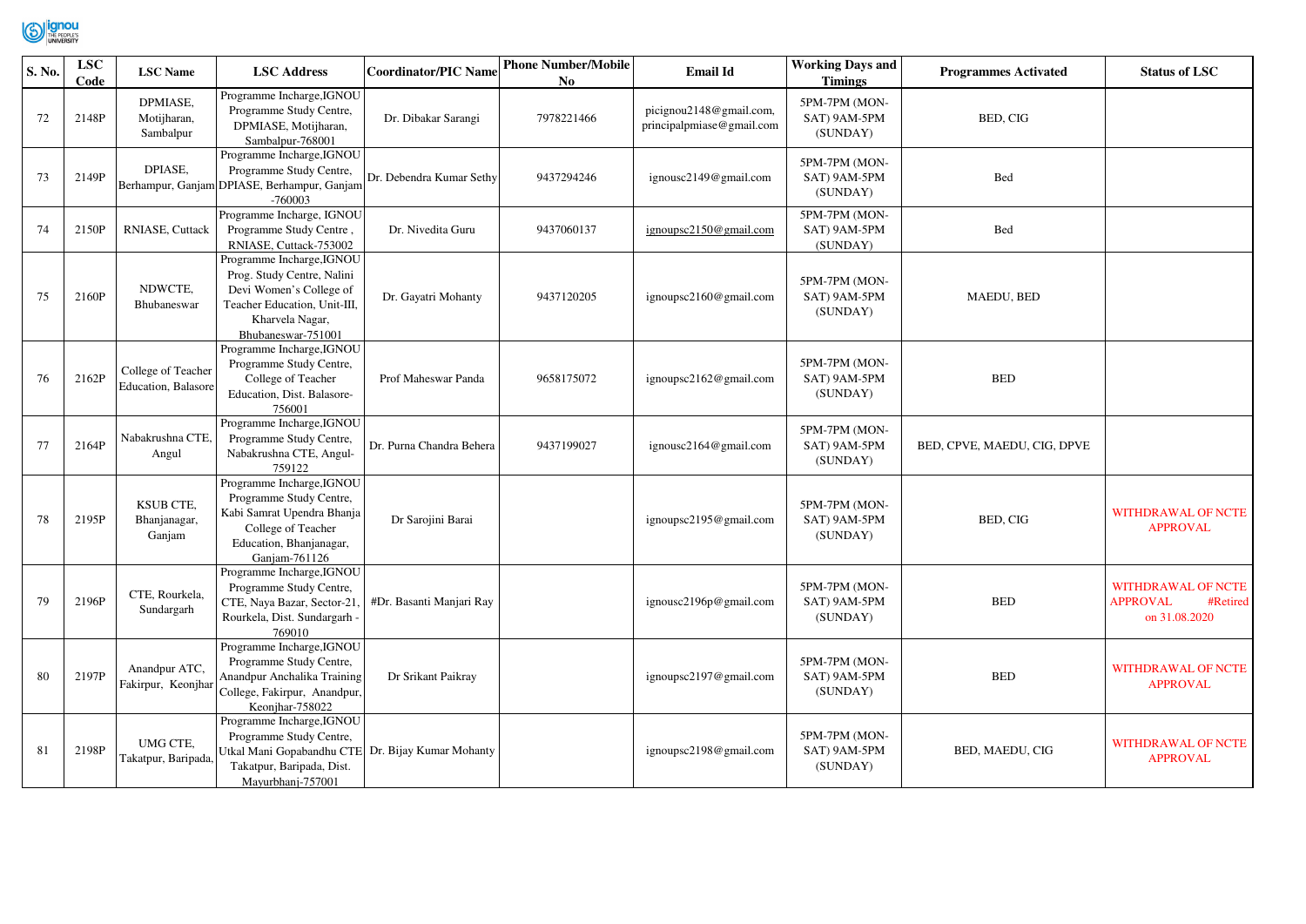| S. No. | LSC Code | LSC Name | LSC Address | Coordinator/PIC Name | Phone Number/Mobile No | Email Id | Working Days and Timings | Programmes Activated | Status of LSC |
|---|---|---|---|---|---|---|---|---|---|
| 72 | 2148P | DPMIASE, Motijharan, Sambalpur | Programme Incharge,IGNOU Programme Study Centre, DPMIASE, Motijharan, Sambalpur-768001 | Dr. Dibakar Sarangi | 7978221466 | picignou2148@gmail.com, principalpmiase@gmail.com | 5PM-7PM (MON-SAT) 9AM-5PM (SUNDAY) | BED, CIG | |
| 73 | 2149P | DPIASE, Berhampur, Ganjam | Programme Incharge,IGNOU Programme Study Centre, DPIASE, Berhampur, Ganjam -760003 | Dr. Debendra Kumar Sethy | 9437294246 | ignousc2149@gmail.com | 5PM-7PM (MON-SAT) 9AM-5PM (SUNDAY) | Bed | |
| 74 | 2150P | RNIASE, Cuttack | Programme Incharge, IGNOU Programme Study Centre , RNIASE, Cuttack-753002 | Dr. Nivedita Guru | 9437060137 | ignoupsc2150@gmail.com | 5PM-7PM (MON-SAT) 9AM-5PM (SUNDAY) | Bed | |
| 75 | 2160P | NDWCTE, Bhubaneswar | Programme Incharge,IGNOU Prog. Study Centre, Nalini Devi Women's College of Teacher Education, Unit-III, Kharvela Nagar, Bhubaneswar-751001 | Dr. Gayatri Mohanty | 9437120205 | ignoupsc2160@gmail.com | 5PM-7PM (MON-SAT) 9AM-5PM (SUNDAY) | MAEDU, BED | |
| 76 | 2162P | College of Teacher Education, Balasore | Programme Incharge,IGNOU Programme Study Centre, College of Teacher Education, Dist. Balasore-756001 | Prof Maheswar Panda | 9658175072 | ignoupsc2162@gmail.com | 5PM-7PM (MON-SAT) 9AM-5PM (SUNDAY) | BED | |
| 77 | 2164P | Nabakrushna CTE, Angul | Programme Incharge,IGNOU Programme Study Centre, Nabakrushna CTE, Angul-759122 | Dr. Purna Chandra Behera | 9437199027 | ignousc2164@gmail.com | 5PM-7PM (MON-SAT) 9AM-5PM (SUNDAY) | BED, CPVE, MAEDU, CIG, DPVE | |
| 78 | 2195P | KSUB CTE, Bhanjanagar, Ganjam | Programme Incharge,IGNOU Programme Study Centre, Kabi Samrat Upendra Bhanja College of Teacher Education, Bhanjanagar, Ganjam-761126 | Dr Sarojini Barai | | ignoupsc2195@gmail.com | 5PM-7PM (MON-SAT) 9AM-5PM (SUNDAY) | BED, CIG | WITHDRAWAL OF NCTE APPROVAL |
| 79 | 2196P | CTE, Rourkela, Sundargarh | Programme Incharge,IGNOU Programme Study Centre, CTE, Naya Bazar, Sector-21, Rourkela, Dist. Sundargarh - 769010 | #Dr. Basanti Manjari Ray | | ignousc2196p@gmail.com | 5PM-7PM (MON-SAT) 9AM-5PM (SUNDAY) | BED | WITHDRAWAL OF NCTE APPROVAL #Retired on 31.08.2020 |
| 80 | 2197P | Anandpur ATC, Fakirpur, Keonjhar | Programme Incharge,IGNOU Programme Study Centre, Anandpur Anchalika Training College, Fakirpur, Anandpur, Keonjhar-758022 | Dr Srikant Paikray | | ignoupsc2197@gmail.com | 5PM-7PM (MON-SAT) 9AM-5PM (SUNDAY) | BED | WITHDRAWAL OF NCTE APPROVAL |
| 81 | 2198P | UMG CTE, Takatpur, Baripada, | Programme Incharge,IGNOU Programme Study Centre, Utkal Mani Gopabandhu CTE Takatpur, Baripada, Dist. Mayurbhanj-757001 | Dr. Bijay Kumar Mohanty | | ignoupsc2198@gmail.com | 5PM-7PM (MON-SAT) 9AM-5PM (SUNDAY) | BED, MAEDU, CIG | WITHDRAWAL OF NCTE APPROVAL |